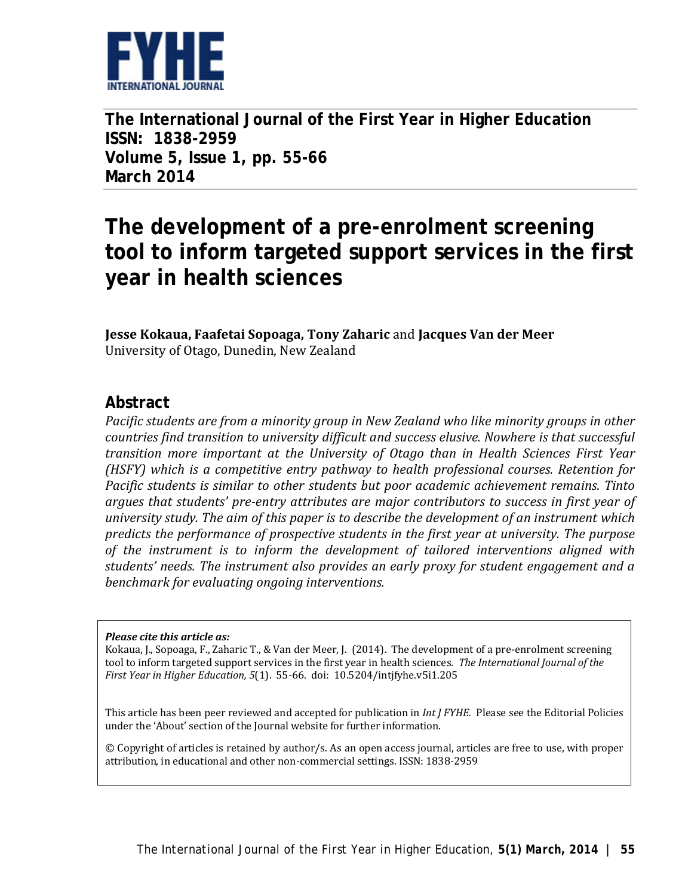**The International Journal of the First Year in Higher Education**
**ISSN: 1838-2959**
**Volume 5, Issue 1, pp. 55-66**
**March 2014**

# The development of a pre-enrolment screening tool to inform targeted support services in the first year in health sciences

**Jesse Kokaua, Faafetai Sopoaga, Tony Zaharic** and **Jacques Van der Meer**
University of Otago, Dunedin, New Zealand

## Abstract

*Pacific students are from a minority group in New Zealand who like minority groups in other countries find transition to university difficult and success elusive. Nowhere is that successful transition more important at the University of Otago than in Health Sciences First Year (HSFY) which is a competitive entry pathway to health professional courses. Retention for Pacific students is similar to other students but poor academic achievement remains. Tinto argues that students' pre-entry attributes are major contributors to success in first year of university study. The aim of this paper is to describe the development of an instrument which predicts the performance of prospective students in the first year at university. The purpose of the instrument is to inform the development of tailored interventions aligned with students' needs. The instrument also provides an early proxy for student engagement and a benchmark for evaluating ongoing interventions.*

***Please cite this article as:***
Kokaua, J., Sopoaga, F., Zaharic T., & Van der Meer, J. (2014). The development of a pre-enrolment screening tool to inform targeted support services in the first year in health sciences. *The International Journal of the First Year in Higher Education, 5*(1). 55-66. doi: 10.5204/intjfyhe.v5i1.205

This article has been peer reviewed and accepted for publication in *Int J FYHE.* Please see the Editorial Policies under the 'About' section of the Journal website for further information.

© Copyright of articles is retained by author/s. As an open access journal, articles are free to use, with proper attribution, in educational and other non-commercial settings. ISSN: 1838-2959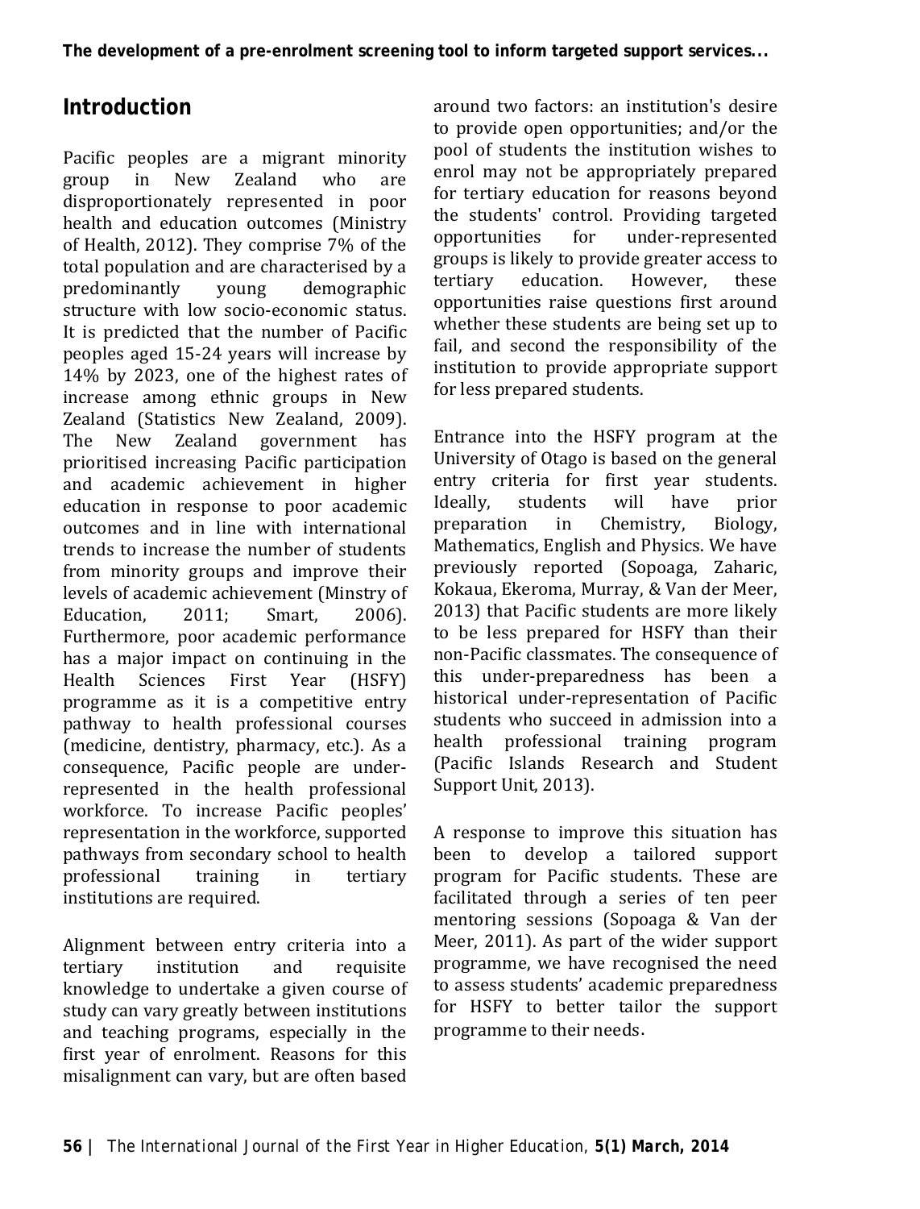## Introduction

Pacific peoples are a migrant minority group in New Zealand who are disproportionately represented in poor health and education outcomes (Ministry of Health, 2012). They comprise 7% of the total population and are characterised by a predominantly young demographic structure with low socio-economic status. It is predicted that the number of Pacific peoples aged 15-24 years will increase by 14% by 2023, one of the highest rates of increase among ethnic groups in New Zealand (Statistics New Zealand, 2009). The New Zealand government has prioritised increasing Pacific participation and academic achievement in higher education in response to poor academic outcomes and in line with international trends to increase the number of students from minority groups and improve their levels of academic achievement (Minstry of Education, 2011; Smart, 2006). Furthermore, poor academic performance has a major impact on continuing in the Health Sciences First Year (HSFY) programme as it is a competitive entry pathway to health professional courses (medicine, dentistry, pharmacy, etc.). As a consequence, Pacific people are under-represented in the health professional workforce. To increase Pacific peoples' representation in the workforce, supported pathways from secondary school to health professional training in tertiary institutions are required.

Alignment between entry criteria into a tertiary institution and requisite knowledge to undertake a given course of study can vary greatly between institutions and teaching programs, especially in the first year of enrolment. Reasons for this misalignment can vary, but are often based around two factors: an institution's desire to provide open opportunities; and/or the pool of students the institution wishes to enrol may not be appropriately prepared for tertiary education for reasons beyond the students' control. Providing targeted opportunities for under-represented groups is likely to provide greater access to tertiary education. However, these opportunities raise questions first around whether these students are being set up to fail, and second the responsibility of the institution to provide appropriate support for less prepared students.

Entrance into the HSFY program at the University of Otago is based on the general entry criteria for first year students. Ideally, students will have prior preparation in Chemistry, Biology, Mathematics, English and Physics. We have previously reported (Sopoaga, Zaharic, Kokaua, Ekeroma, Murray, & Van der Meer, 2013) that Pacific students are more likely to be less prepared for HSFY than their non-Pacific classmates. The consequence of this under-preparedness has been a historical under-representation of Pacific students who succeed in admission into a health professional training program (Pacific Islands Research and Student Support Unit, 2013).

A response to improve this situation has been to develop a tailored support program for Pacific students. These are facilitated through a series of ten peer mentoring sessions (Sopoaga & Van der Meer, 2011). As part of the wider support programme, we have recognised the need to assess students' academic preparedness for HSFY to better tailor the support programme to their needs.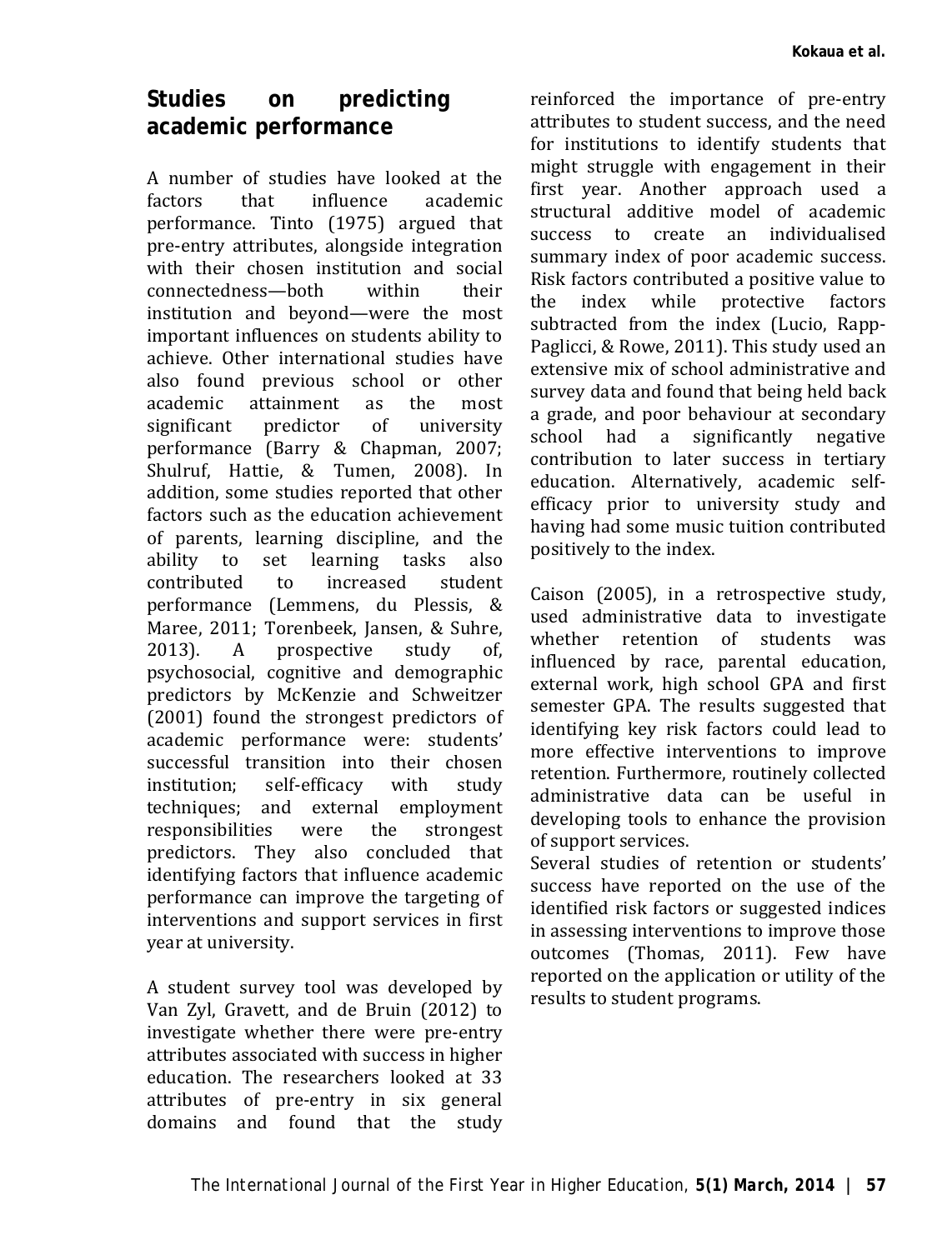## Studies on predicting academic performance

A number of studies have looked at the factors that influence academic performance. Tinto (1975) argued that pre-entry attributes, alongside integration with their chosen institution and social connectedness—both within their institution and beyond—were the most important influences on students ability to achieve. Other international studies have also found previous school or other academic attainment as the most significant predictor of university performance (Barry & Chapman, 2007; Shulruf, Hattie, & Tumen, 2008). In addition, some studies reported that other factors such as the education achievement of parents, learning discipline, and the ability to set learning tasks also contributed to increased student performance (Lemmens, du Plessis, & Maree, 2011; Torenbeek, Jansen, & Suhre, 2013). A prospective study of, psychosocial, cognitive and demographic predictors by McKenzie and Schweitzer (2001) found the strongest predictors of academic performance were: students' successful transition into their chosen institution; self-efficacy with study techniques; and external employment responsibilities were the strongest predictors. They also concluded that identifying factors that influence academic performance can improve the targeting of interventions and support services in first year at university.

A student survey tool was developed by Van Zyl, Gravett, and de Bruin (2012) to investigate whether there were pre-entry attributes associated with success in higher education. The researchers looked at 33 attributes of pre-entry in six general domains and found that the study reinforced the importance of pre-entry attributes to student success, and the need for institutions to identify students that might struggle with engagement in their first year. Another approach used a structural additive model of academic success to create an individualised summary index of poor academic success. Risk factors contributed a positive value to the index while protective factors subtracted from the index (Lucio, Rapp-Paglicci, & Rowe, 2011). This study used an extensive mix of school administrative and survey data and found that being held back a grade, and poor behaviour at secondary school had a significantly negative contribution to later success in tertiary education. Alternatively, academic self-efficacy prior to university study and having had some music tuition contributed positively to the index.

Caison (2005), in a retrospective study, used administrative data to investigate whether retention of students was influenced by race, parental education, external work, high school GPA and first semester GPA. The results suggested that identifying key risk factors could lead to more effective interventions to improve retention. Furthermore, routinely collected administrative data can be useful in developing tools to enhance the provision of support services.

Several studies of retention or students' success have reported on the use of the identified risk factors or suggested indices in assessing interventions to improve those outcomes (Thomas, 2011). Few have reported on the application or utility of the results to student programs.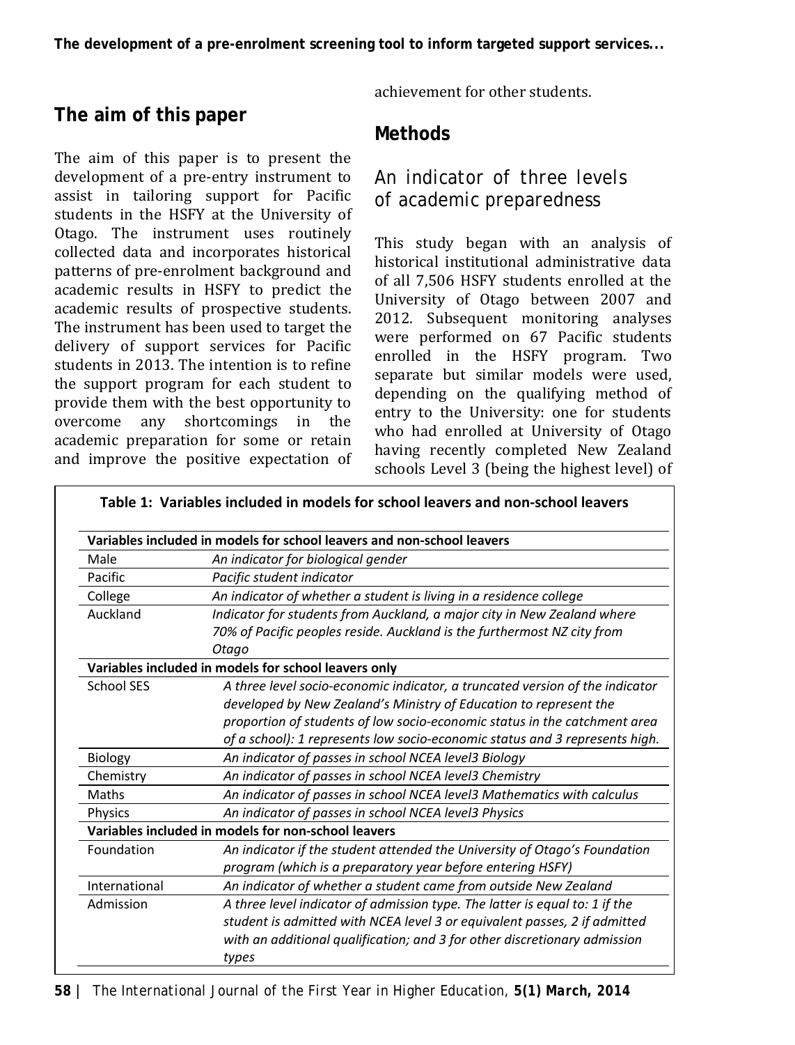## The aim of this paper

The aim of this paper is to present the development of a pre-entry instrument to assist in tailoring support for Pacific students in the HSFY at the University of Otago. The instrument uses routinely collected data and incorporates historical patterns of pre-enrolment background and academic results in HSFY to predict the academic results of prospective students. The instrument has been used to target the delivery of support services for Pacific students in 2013. The intention is to refine the support program for each student to provide them with the best opportunity to overcome any shortcomings in the academic preparation for some or retain and improve the positive expectation of achievement for other students.

## Methods

### An indicator of three levels of academic preparedness

This study began with an analysis of historical institutional administrative data of all 7,506 HSFY students enrolled at the University of Otago between 2007 and 2012. Subsequent monitoring analyses were performed on 67 Pacific students enrolled in the HSFY program. Two separate but similar models were used, depending on the qualifying method of entry to the University: one for students who had enrolled at University of Otago having recently completed New Zealand schools Level 3 (being the highest level) of

**Table 1: Variables included in models for school leavers and non-school leavers**

| Variable | Description |
|---|---|
| **Variables included in models for school leavers and non-school leavers** | |
| Male | *An indicator for biological gender* |
| Pacific | *Pacific student indicator* |
| College | *An indicator of whether a student is living in a residence college* |
| Auckland | *Indicator for students from Auckland, a major city in New Zealand where 70% of Pacific peoples reside. Auckland is the furthermost NZ city from Otago* |
| **Variables included in models for school leavers only** | |
| School SES | *A three level socio-economic indicator, a truncated version of the indicator developed by New Zealand's Ministry of Education to represent the proportion of students of low socio-economic status in the catchment area of a school): 1 represents low socio-economic status and 3 represents high.* |
| Biology | *An indicator of passes in school NCEA level3 Biology* |
| Chemistry | *An indicator of passes in school NCEA level3 Chemistry* |
| Maths | *An indicator of passes in school NCEA level3 Mathematics with calculus* |
| Physics | *An indicator of passes in school NCEA level3 Physics* |
| **Variables included in models for non-school leavers** | |
| Foundation | *An indicator if the student attended the University of Otago's Foundation program (which is a preparatory year before entering HSFY)* |
| International | *An indicator of whether a student came from outside New Zealand* |
| Admission | *A three level indicator of admission type. The latter is equal to: 1 if the student is admitted with NCEA level 3 or equivalent passes, 2 if admitted with an additional qualification; and 3 for other discretionary admission types* |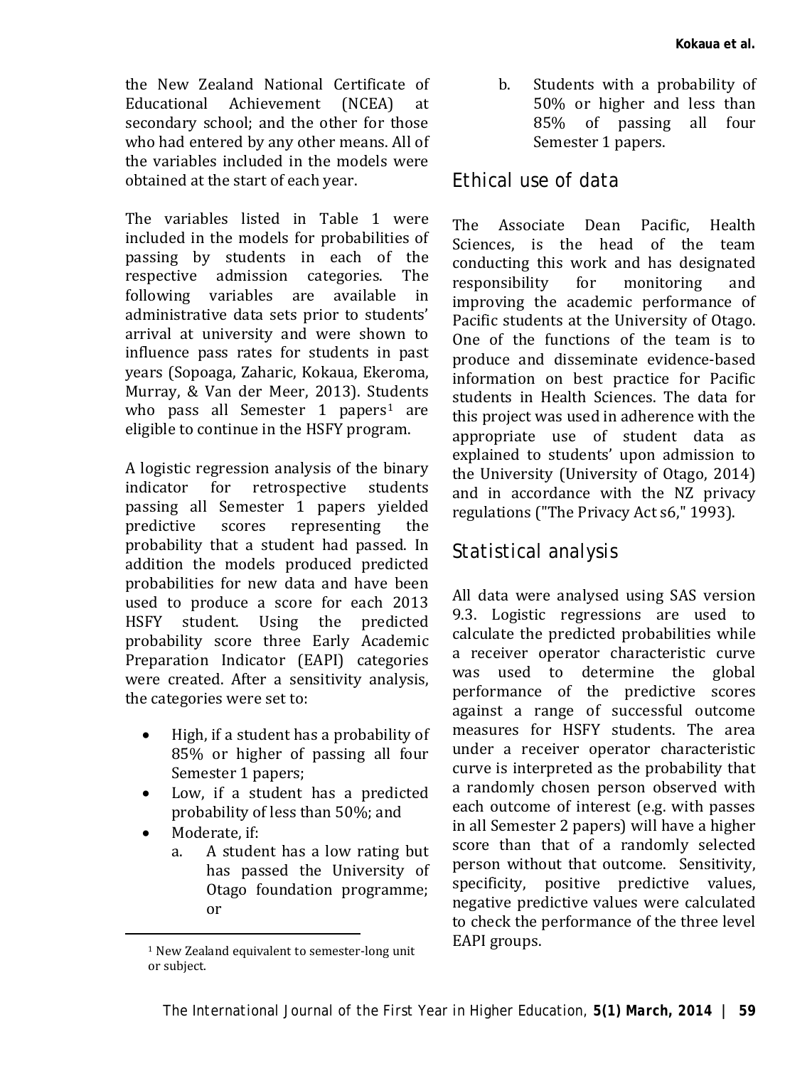the New Zealand National Certificate of Educational Achievement (NCEA) at secondary school; and the other for those who had entered by any other means. All of the variables included in the models were obtained at the start of each year.

The variables listed in Table 1 were included in the models for probabilities of passing by students in each of the respective admission categories. The following variables are available in administrative data sets prior to students' arrival at university and were shown to influence pass rates for students in past years (Sopoaga, Zaharic, Kokaua, Ekeroma, Murray, & Van der Meer, 2013). Students who pass all Semester 1 papers[1] are eligible to continue in the HSFY program.

A logistic regression analysis of the binary indicator for retrospective students passing all Semester 1 papers yielded predictive scores representing the probability that a student had passed. In addition the models produced predicted probabilities for new data and have been used to produce a score for each 2013 HSFY student. Using the predicted probability score three Early Academic Preparation Indicator (EAPI) categories were created. After a sensitivity analysis, the categories were set to:

- High, if a student has a probability of 85% or higher of passing all four Semester 1 papers;
- Low, if a student has a predicted probability of less than 50%; and
- Moderate, if:
    a. A student has a low rating but has passed the University of Otago foundation programme; or
    b. Students with a probability of 50% or higher and less than 85% of passing all four Semester 1 papers.

[1] New Zealand equivalent to semester-long unit or subject.

## Ethical use of data

The Associate Dean Pacific, Health Sciences, is the head of the team conducting this work and has designated responsibility for monitoring and improving the academic performance of Pacific students at the University of Otago. One of the functions of the team is to produce and disseminate evidence-based information on best practice for Pacific students in Health Sciences. The data for this project was used in adherence with the appropriate use of student data as explained to students' upon admission to the University (University of Otago, 2014) and in accordance with the NZ privacy regulations ("The Privacy Act s6," 1993).

## Statistical analysis

All data were analysed using SAS version 9.3. Logistic regressions are used to calculate the predicted probabilities while a receiver operator characteristic curve was used to determine the global performance of the predictive scores against a range of successful outcome measures for HSFY students. The area under a receiver operator characteristic curve is interpreted as the probability that a randomly chosen person observed with each outcome of interest (e.g. with passes in all Semester 2 papers) will have a higher score than that of a randomly selected person without that outcome. Sensitivity, specificity, positive predictive values, negative predictive values were calculated to check the performance of the three level EAPI groups.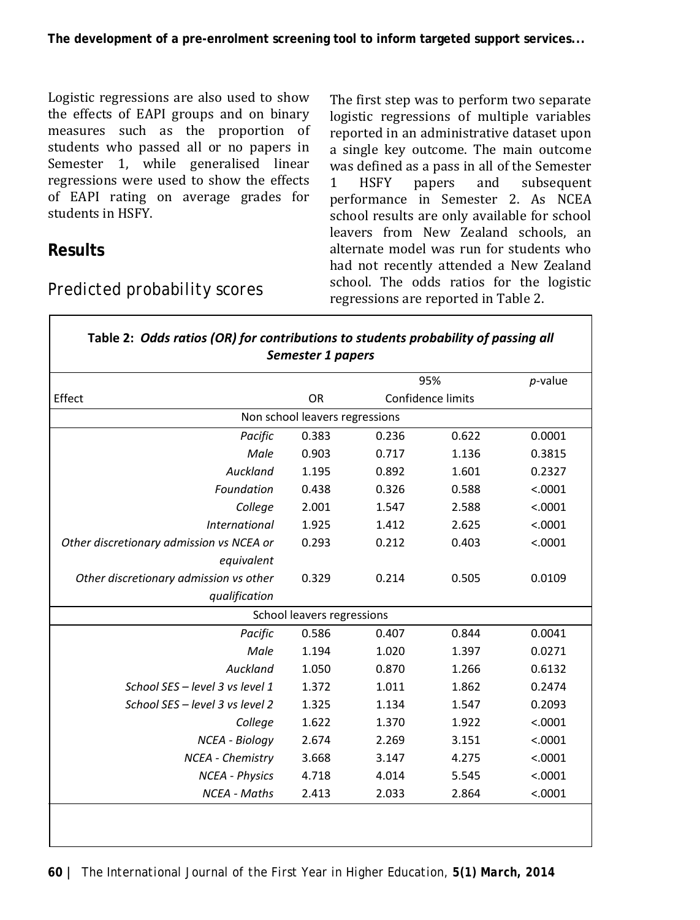Logistic regressions are also used to show the effects of EAPI groups and on binary measures such as the proportion of students who passed all or no papers in Semester 1, while generalised linear regressions were used to show the effects of EAPI rating on average grades for students in HSFY.

## Results

### Predicted probability scores

The first step was to perform two separate logistic regressions of multiple variables reported in an administrative dataset upon a single key outcome. The main outcome was defined as a pass in all of the Semester 1 HSFY papers and subsequent performance in Semester 2. As NCEA school results are only available for school leavers from New Zealand schools, an alternate model was run for students who had not recently attended a New Zealand school. The odds ratios for the logistic regressions are reported in Table 2.

**Table 2: *Odds ratios (OR) for contributions to students probability of passing all Semester 1 papers***

| Effect | OR | 95% Confidence limits | | *p*-value |
|---|---|---|---|---|
| Non school leavers regressions | | | | |
| *Pacific* | 0.383 | 0.236 | 0.622 | 0.0001 |
| *Male* | 0.903 | 0.717 | 1.136 | 0.3815 |
| *Auckland* | 1.195 | 0.892 | 1.601 | 0.2327 |
| *Foundation* | 0.438 | 0.326 | 0.588 | <.0001 |
| *College* | 2.001 | 1.547 | 2.588 | <.0001 |
| *International* | 1.925 | 1.412 | 2.625 | <.0001 |
| *Other discretionary admission vs NCEA or equivalent* | 0.293 | 0.212 | 0.403 | <.0001 |
| *Other discretionary admission vs other qualification* | 0.329 | 0.214 | 0.505 | 0.0109 |
| School leavers regressions | | | | |
| *Pacific* | 0.586 | 0.407 | 0.844 | 0.0041 |
| *Male* | 1.194 | 1.020 | 1.397 | 0.0271 |
| *Auckland* | 1.050 | 0.870 | 1.266 | 0.6132 |
| *School SES – level 3 vs level 1* | 1.372 | 1.011 | 1.862 | 0.2474 |
| *School SES – level 3 vs level 2* | 1.325 | 1.134 | 1.547 | 0.2093 |
| *College* | 1.622 | 1.370 | 1.922 | <.0001 |
| *NCEA - Biology* | 2.674 | 2.269 | 3.151 | <.0001 |
| *NCEA - Chemistry* | 3.668 | 3.147 | 4.275 | <.0001 |
| *NCEA - Physics* | 4.718 | 4.014 | 5.545 | <.0001 |
| *NCEA - Maths* | 2.413 | 2.033 | 2.864 | <.0001 |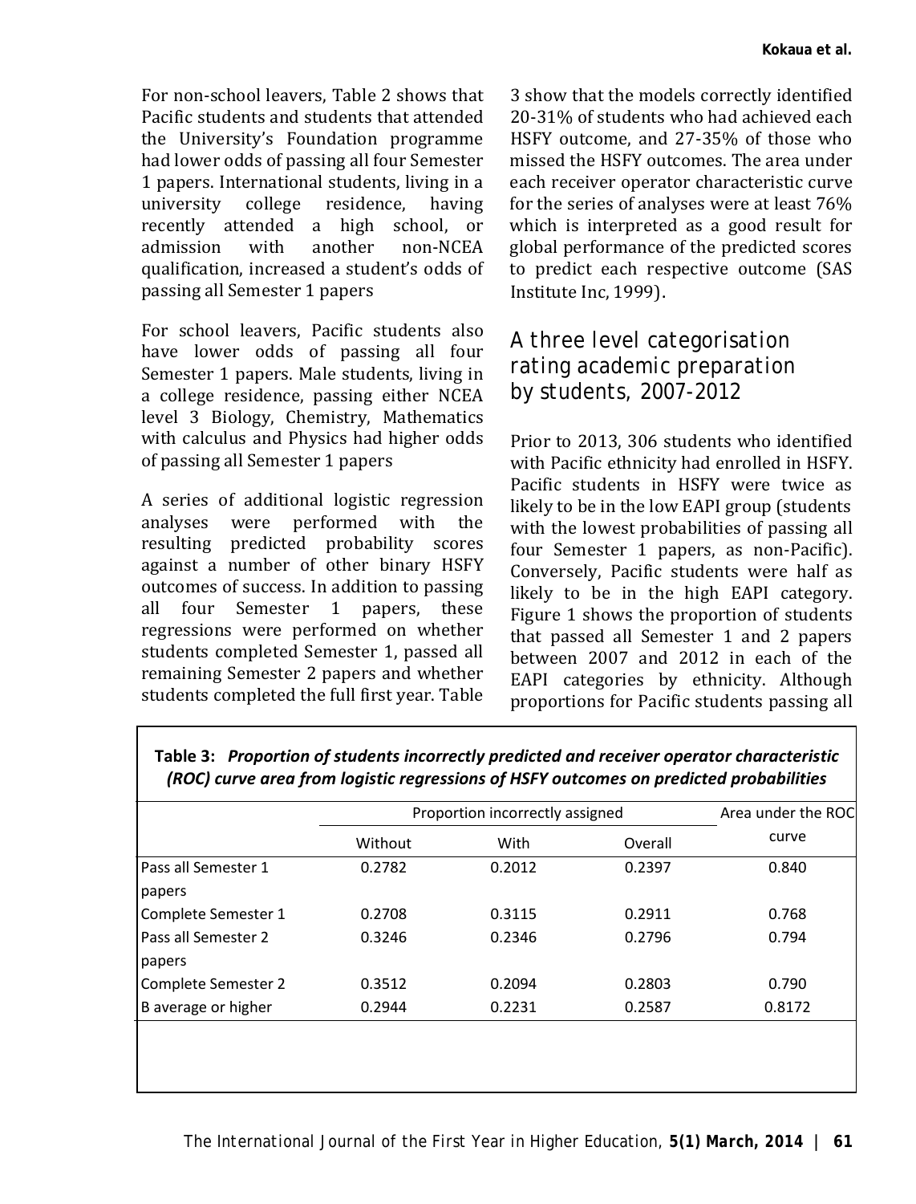For non-school leavers, Table 2 shows that Pacific students and students that attended the University's Foundation programme had lower odds of passing all four Semester 1 papers. International students, living in a university college residence, having recently attended a high school, or admission with another non-NCEA qualification, increased a student's odds of passing all Semester 1 papers

For school leavers, Pacific students also have lower odds of passing all four Semester 1 papers. Male students, living in a college residence, passing either NCEA level 3 Biology, Chemistry, Mathematics with calculus and Physics had higher odds of passing all Semester 1 papers

A series of additional logistic regression analyses were performed with the resulting predicted probability scores against a number of other binary HSFY outcomes of success. In addition to passing all four Semester 1 papers, these regressions were performed on whether students completed Semester 1, passed all remaining Semester 2 papers and whether students completed the full first year. Table 3 show that the models correctly identified 20-31% of students who had achieved each HSFY outcome, and 27-35% of those who missed the HSFY outcomes. The area under each receiver operator characteristic curve for the series of analyses were at least 76% which is interpreted as a good result for global performance of the predicted scores to predict each respective outcome (SAS Institute Inc, 1999).

## A three level categorisation rating academic preparation by students, 2007-2012

Prior to 2013, 306 students who identified with Pacific ethnicity had enrolled in HSFY. Pacific students in HSFY were twice as likely to be in the low EAPI group (students with the lowest probabilities of passing all four Semester 1 papers, as non-Pacific). Conversely, Pacific students were half as likely to be in the high EAPI category. Figure 1 shows the proportion of students that passed all Semester 1 and 2 papers between 2007 and 2012 in each of the EAPI categories by ethnicity. Although proportions for Pacific students passing all

**Table 3:** ***Proportion of students incorrectly predicted and receiver operator characteristic (ROC) curve area from logistic regressions of HSFY outcomes on predicted probabilities***

| | Proportion incorrectly assigned | | | Area under the ROC curve |
|---|---|---|---|---|
| | Without | With | Overall | |
| Pass all Semester 1 papers | 0.2782 | 0.2012 | 0.2397 | 0.840 |
| Complete Semester 1 | 0.2708 | 0.3115 | 0.2911 | 0.768 |
| Pass all Semester 2 papers | 0.3246 | 0.2346 | 0.2796 | 0.794 |
| Complete Semester 2 | 0.3512 | 0.2094 | 0.2803 | 0.790 |
| B average or higher | 0.2944 | 0.2231 | 0.2587 | 0.8172 |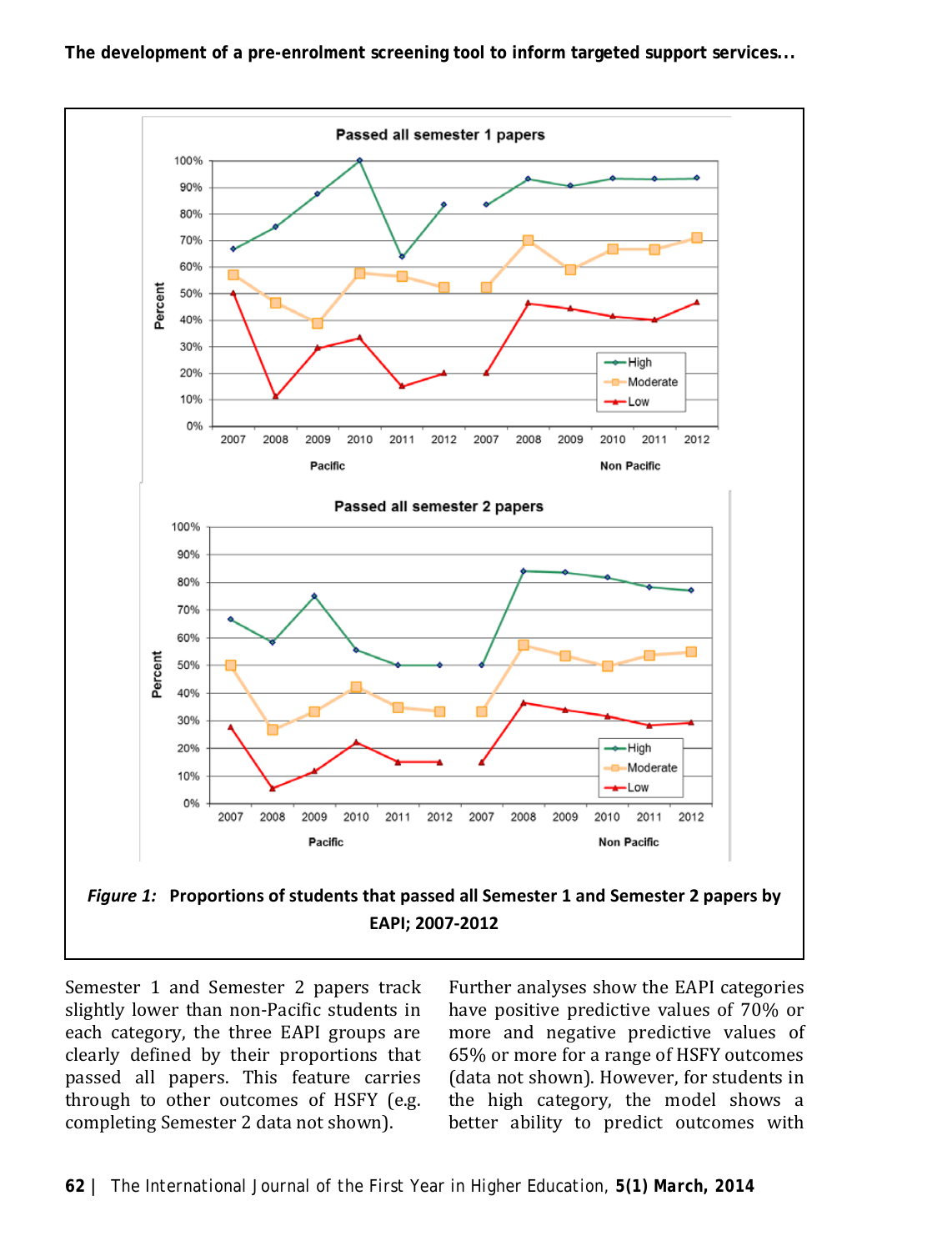*Figure 1:* **Proportions of students that passed all Semester 1 and Semester 2 papers by EAPI; 2007-2012**

Semester 1 and Semester 2 papers track slightly lower than non-Pacific students in each category, the three EAPI groups are clearly defined by their proportions that passed all papers. This feature carries through to other outcomes of HSFY (e.g. completing Semester 2 data not shown).

Further analyses show the EAPI categories have positive predictive values of 70% or more and negative predictive values of 65% or more for a range of HSFY outcomes (data not shown). However, for students in the high category, the model shows a better ability to predict outcomes with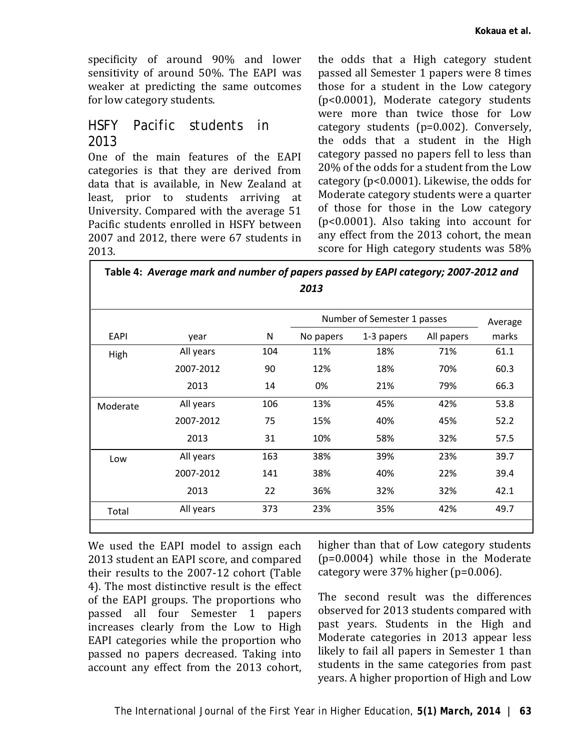specificity of around 90% and lower sensitivity of around 50%. The EAPI was weaker at predicting the same outcomes for low category students.

## HSFY Pacific students in 2013

One of the main features of the EAPI categories is that they are derived from data that is available, in New Zealand at least, prior to students arriving at University. Compared with the average 51 Pacific students enrolled in HSFY between 2007 and 2012, there were 67 students in 2013.

**Table 4:** ***Average mark and number of papers passed by EAPI category; 2007-2012 and 2013***

| EAPI | year | N | Number of Semester 1 passes | | | Average marks |
|---|---|---|---|---|---|---|
| | | | No papers | 1-3 papers | All papers | |
| High | All years | 104 | 11% | 18% | 71% | 61.1 |
| | 2007-2012 | 90 | 12% | 18% | 70% | 60.3 |
| | 2013 | 14 | 0% | 21% | 79% | 66.3 |
| Moderate | All years | 106 | 13% | 45% | 42% | 53.8 |
| | 2007-2012 | 75 | 15% | 40% | 45% | 52.2 |
| | 2013 | 31 | 10% | 58% | 32% | 57.5 |
| Low | All years | 163 | 38% | 39% | 23% | 39.7 |
| | 2007-2012 | 141 | 38% | 40% | 22% | 39.4 |
| | 2013 | 22 | 36% | 32% | 32% | 42.1 |
| Total | All years | 373 | 23% | 35% | 42% | 49.7 |

We used the EAPI model to assign each 2013 student an EAPI score, and compared their results to the 2007-12 cohort (Table 4). The most distinctive result is the effect of the EAPI groups. The proportions who passed all four Semester 1 papers increases clearly from the Low to High EAPI categories while the proportion who passed no papers decreased. Taking into account any effect from the 2013 cohort, the odds that a High category student passed all Semester 1 papers were 8 times those for a student in the Low category ($p<0.0001$), Moderate category students were more than twice those for Low category students ($p=0.002$). Conversely, the odds that a student in the High category passed no papers fell to less than 20% of the odds for a student from the Low category ($p<0.0001$). Likewise, the odds for Moderate category students were a quarter of those for those in the Low category ($p<0.0001$). Also taking into account for any effect from the 2013 cohort, the mean score for High category students was 58% higher than that of Low category students ($p=0.0004$) while those in the Moderate category were 37% higher ($p=0.006$).

The second result was the differences observed for 2013 students compared with past years. Students in the High and Moderate categories in 2013 appear less likely to fail all papers in Semester 1 than students in the same categories from past years. A higher proportion of High and Low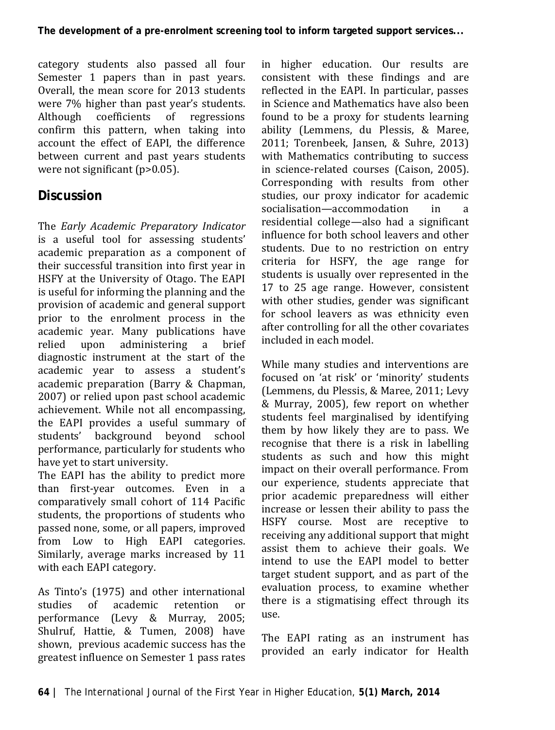category students also passed all four Semester 1 papers than in past years. Overall, the mean score for 2013 students were 7% higher than past year's students. Although coefficients of regressions confirm this pattern, when taking into account the effect of EAPI, the difference between current and past years students were not significant ($p>0.05$).

## Discussion

The *Early Academic Preparatory Indicator* is a useful tool for assessing students' academic preparation as a component of their successful transition into first year in HSFY at the University of Otago. The EAPI is useful for informing the planning and the provision of academic and general support prior to the enrolment process in the academic year. Many publications have relied upon administering a brief diagnostic instrument at the start of the academic year to assess a student's academic preparation (Barry & Chapman, 2007) or relied upon past school academic achievement. While not all encompassing, the EAPI provides a useful summary of students' background beyond school performance, particularly for students who have yet to start university.

The EAPI has the ability to predict more than first-year outcomes. Even in a comparatively small cohort of 114 Pacific students, the proportions of students who passed none, some, or all papers, improved from Low to High EAPI categories. Similarly, average marks increased by 11 with each EAPI category.

As Tinto's (1975) and other international studies of academic retention or performance (Levy & Murray, 2005; Shulruf, Hattie, & Tumen, 2008) have shown, previous academic success has the greatest influence on Semester 1 pass rates in higher education. Our results are consistent with these findings and are reflected in the EAPI. In particular, passes in Science and Mathematics have also been found to be a proxy for students learning ability (Lemmens, du Plessis, & Maree, 2011; Torenbeek, Jansen, & Suhre, 2013) with Mathematics contributing to success in science-related courses (Caison, 2005). Corresponding with results from other studies, our proxy indicator for academic socialisation—accommodation in a residential college—also had a significant influence for both school leavers and other students. Due to no restriction on entry criteria for HSFY, the age range for students is usually over represented in the 17 to 25 age range. However, consistent with other studies, gender was significant for school leavers as was ethnicity even after controlling for all the other covariates included in each model.

While many studies and interventions are focused on 'at risk' or 'minority' students (Lemmens, du Plessis, & Maree, 2011; Levy & Murray, 2005), few report on whether students feel marginalised by identifying them by how likely they are to pass. We recognise that there is a risk in labelling students as such and how this might impact on their overall performance. From our experience, students appreciate that prior academic preparedness will either increase or lessen their ability to pass the HSFY course. Most are receptive to receiving any additional support that might assist them to achieve their goals. We intend to use the EAPI model to better target student support, and as part of the evaluation process, to examine whether there is a stigmatising effect through its use.

The EAPI rating as an instrument has provided an early indicator for Health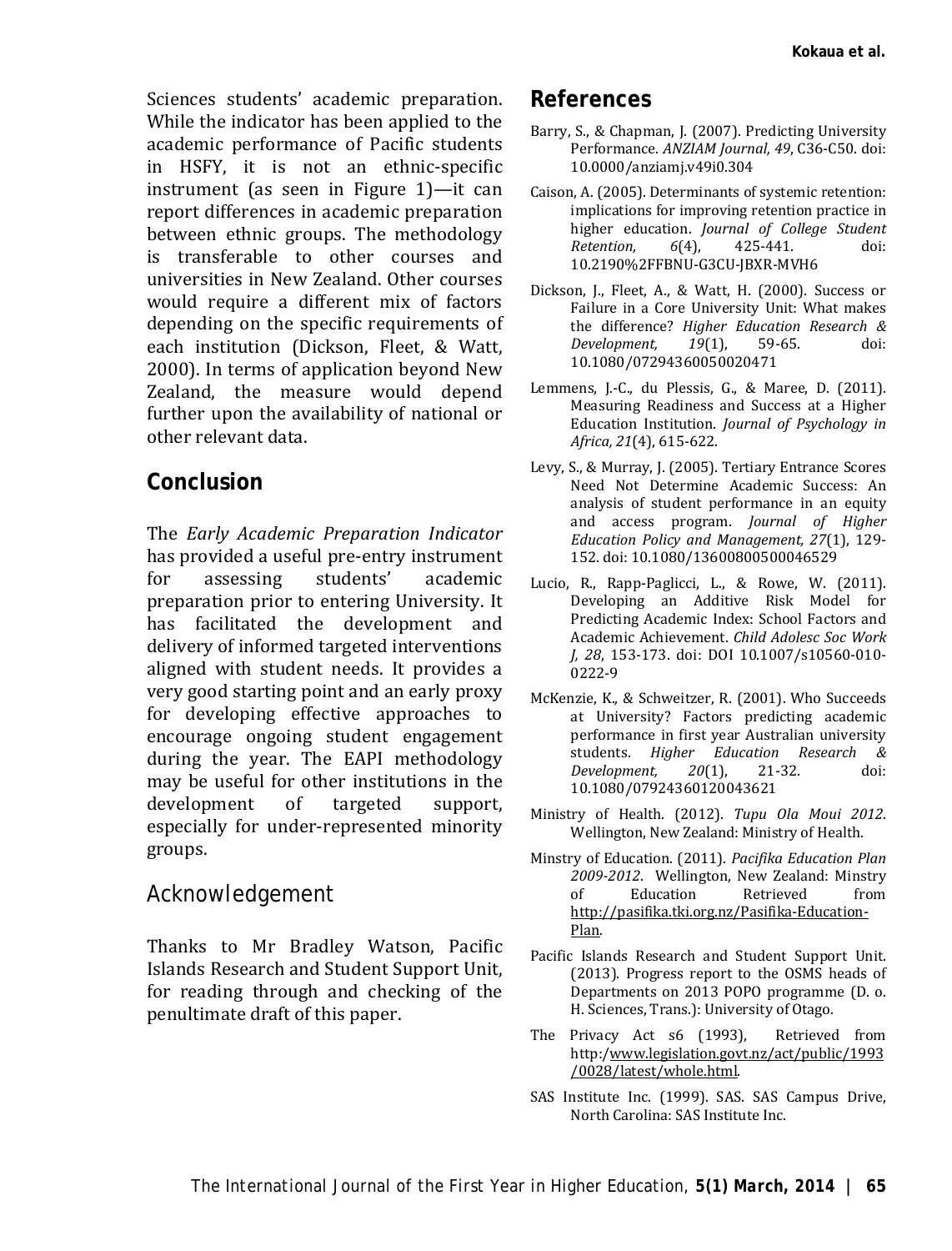Sciences students' academic preparation. While the indicator has been applied to the academic performance of Pacific students in HSFY, it is not an ethnic-specific instrument (as seen in Figure 1)—it can report differences in academic preparation between ethnic groups. The methodology is transferable to other courses and universities in New Zealand. Other courses would require a different mix of factors depending on the specific requirements of each institution (Dickson, Fleet, & Watt, 2000). In terms of application beyond New Zealand, the measure would depend further upon the availability of national or other relevant data.

## Conclusion

The *Early Academic Preparation Indicator* has provided a useful pre-entry instrument for assessing students' academic preparation prior to entering University. It has facilitated the development and delivery of informed targeted interventions aligned with student needs. It provides a very good starting point and an early proxy for developing effective approaches to encourage ongoing student engagement during the year. The EAPI methodology may be useful for other institutions in the development of targeted support, especially for under-represented minority groups.

## Acknowledgement

Thanks to Mr Bradley Watson, Pacific Islands Research and Student Support Unit, for reading through and checking of the penultimate draft of this paper.

## References

Barry, S., & Chapman, J. (2007). Predicting University Performance. *ANZIAM Journal, 49*, C36-C50. doi: 10.0000/anziamj.v49i0.304

Caison, A. (2005). Determinants of systemic retention: implications for improving retention practice in higher education. *Journal of College Student Retention, 6*(4), 425-441. doi: 10.2190%2FFBNU-G3CU-JBXR-MVH6

Dickson, J., Fleet, A., & Watt, H. (2000). Success or Failure in a Core University Unit: What makes the difference? *Higher Education Research & Development, 19*(1), 59-65. doi: 10.1080/07294360050020471

Lemmens, J.-C., du Plessis, G., & Maree, D. (2011). Measuring Readiness and Success at a Higher Education Institution. *Journal of Psychology in Africa, 21*(4), 615-622.

Levy, S., & Murray, J. (2005). Tertiary Entrance Scores Need Not Determine Academic Success: An analysis of student performance in an equity and access program. *Journal of Higher Education Policy and Management, 27*(1), 129-152. doi: 10.1080/13600800500046529

Lucio, R., Rapp-Paglicci, L., & Rowe, W. (2011). Developing an Additive Risk Model for Predicting Academic Index: School Factors and Academic Achievement. *Child Adolesc Soc Work J, 28*, 153-173. doi: DOI 10.1007/s10560-010-0222-9

McKenzie, K., & Schweitzer, R. (2001). Who Succeeds at University? Factors predicting academic performance in first year Australian university students. *Higher Education Research & Development, 20*(1), 21-32. doi: 10.1080/07924360120043621

Ministry of Health. (2012). *Tupu Ola Moui 2012*. Wellington, New Zealand: Ministry of Health.

Minstry of Education. (2011). *Pacifika Education Plan 2009-2012*. Wellington, New Zealand: Minstry of Education Retrieved from http://pasifika.tki.org.nz/Pasifika-Education-Plan.

Pacific Islands Research and Student Support Unit. (2013). Progress report to the OSMS heads of Departments on 2013 POPO programme (D. o. H. Sciences, Trans.): University of Otago.

The Privacy Act s6 (1993), Retrieved from http:/www.legislation.govt.nz/act/public/1993/0028/latest/whole.html.

SAS Institute Inc. (1999). SAS. SAS Campus Drive, North Carolina: SAS Institute Inc.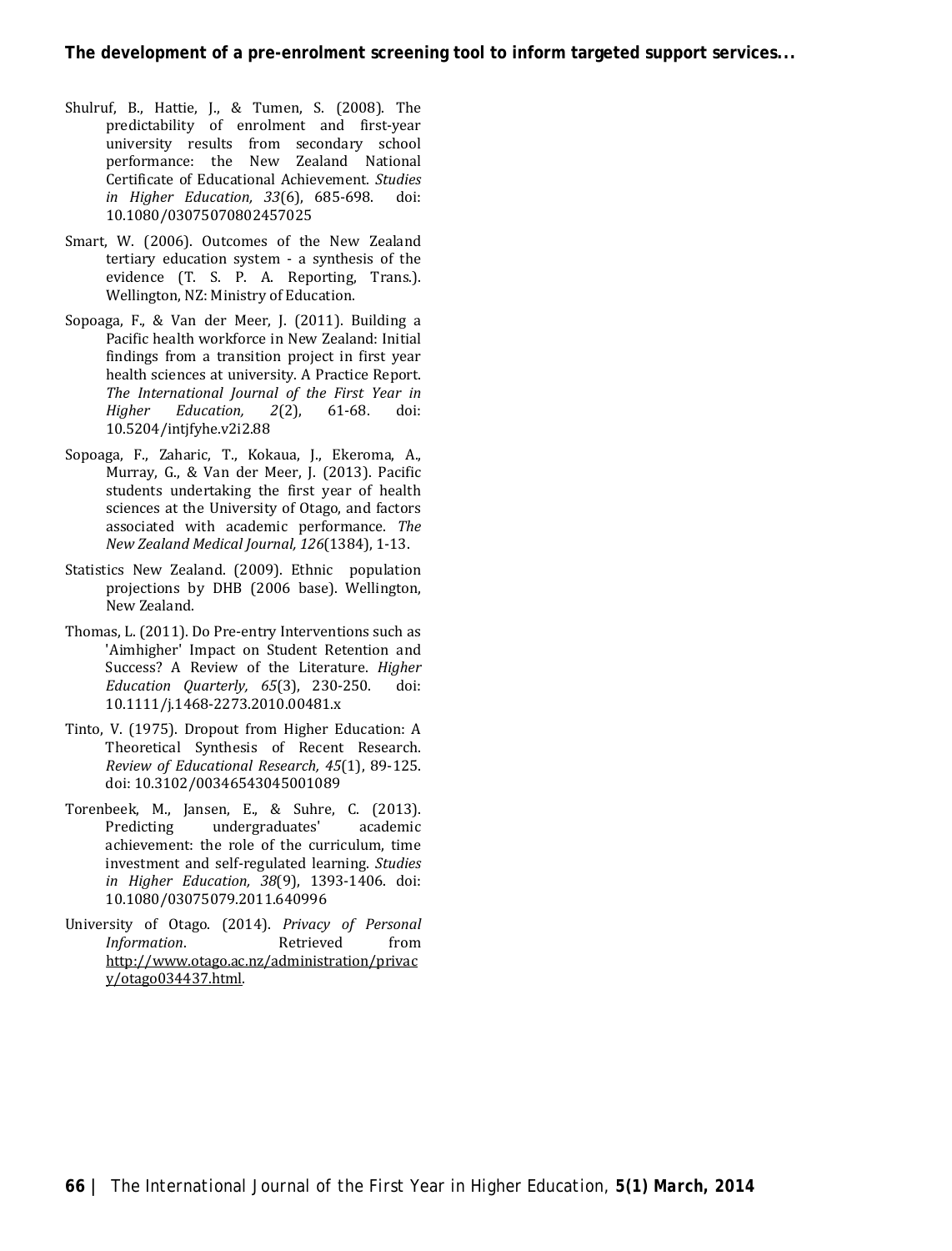Shulruf, B., Hattie, J., & Tumen, S. (2008). The predictability of enrolment and first-year university results from secondary school performance: the New Zealand National Certificate of Educational Achievement. *Studies in Higher Education, 33*(6), 685-698. doi: 10.1080/03075070802457025

Smart, W. (2006). Outcomes of the New Zealand tertiary education system - a synthesis of the evidence (T. S. P. A. Reporting, Trans.). Wellington, NZ: Ministry of Education.

Sopoaga, F., & Van der Meer, J. (2011). Building a Pacific health workforce in New Zealand: Initial findings from a transition project in first year health sciences at university. A Practice Report. *The International Journal of the First Year in Higher Education, 2*(2), 61-68. doi: 10.5204/intjfyhe.v2i2.88

Sopoaga, F., Zaharic, T., Kokaua, J., Ekeroma, A., Murray, G., & Van der Meer, J. (2013). Pacific students undertaking the first year of health sciences at the University of Otago, and factors associated with academic performance. *The New Zealand Medical Journal, 126*(1384), 1-13.

Statistics New Zealand. (2009). Ethnic population projections by DHB (2006 base). Wellington, New Zealand.

Thomas, L. (2011). Do Pre-entry Interventions such as 'Aimhigher' Impact on Student Retention and Success? A Review of the Literature. *Higher Education Quarterly, 65*(3), 230-250. doi: 10.1111/j.1468-2273.2010.00481.x

Tinto, V. (1975). Dropout from Higher Education: A Theoretical Synthesis of Recent Research. *Review of Educational Research, 45*(1), 89-125. doi: 10.3102/00346543045001089

Torenbeek, M., Jansen, E., & Suhre, C. (2013). Predicting undergraduates' academic achievement: the role of the curriculum, time investment and self-regulated learning. *Studies in Higher Education, 38*(9), 1393-1406. doi: 10.1080/03075079.2011.640996

University of Otago. (2014). *Privacy of Personal Information*. Retrieved from http://www.otago.ac.nz/administration/privacy/otago034437.html.